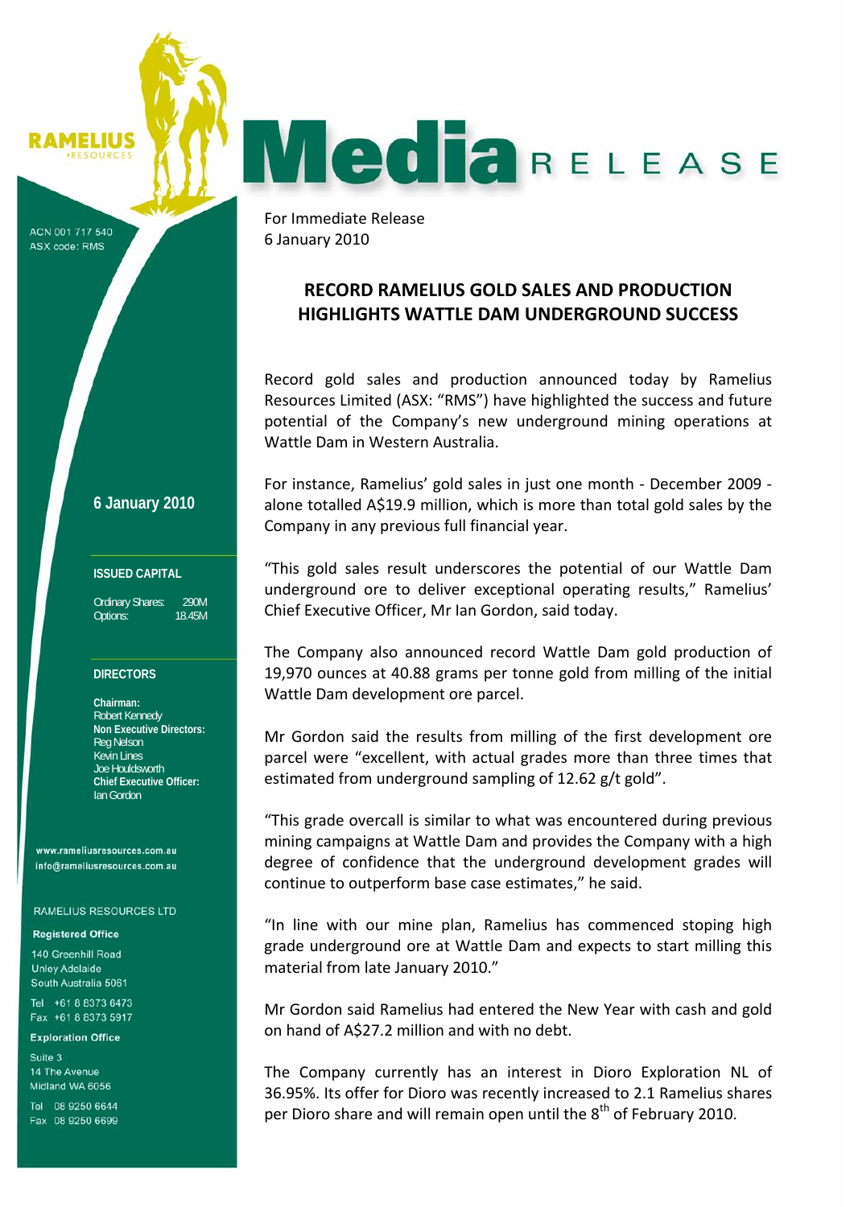RAMELIUS RESOURCES

ACN 001 717 540
ASX code: RMS

# Media RELEASE

For Immediate Release
6 January 2010

## RECORD RAMELIUS GOLD SALES AND PRODUCTION HIGHLIGHTS WATTLE DAM UNDERGROUND SUCCESS

Record gold sales and production announced today by Ramelius Resources Limited (ASX: "RMS") have highlighted the success and future potential of the Company's new underground mining operations at Wattle Dam in Western Australia.

For instance, Ramelius' gold sales in just one month - December 2009 - alone totalled A$19.9 million, which is more than total gold sales by the Company in any previous full financial year.

"This gold sales result underscores the potential of our Wattle Dam underground ore to deliver exceptional operating results," Ramelius' Chief Executive Officer, Mr Ian Gordon, said today.

The Company also announced record Wattle Dam gold production of 19,970 ounces at 40.88 grams per tonne gold from milling of the initial Wattle Dam development ore parcel.

Mr Gordon said the results from milling of the first development ore parcel were "excellent, with actual grades more than three times that estimated from underground sampling of 12.62 g/t gold".

"This grade overcall is similar to what was encountered during previous mining campaigns at Wattle Dam and provides the Company with a high degree of confidence that the underground development grades will continue to outperform base case estimates," he said.

"In line with our mine plan, Ramelius has commenced stoping high grade underground ore at Wattle Dam and expects to start milling this material from late January 2010."

Mr Gordon said Ramelius had entered the New Year with cash and gold on hand of A$27.2 million and with no debt.

The Company currently has an interest in Dioro Exploration NL of 36.95%. Its offer for Dioro was recently increased to 2.1 Ramelius shares per Dioro share and will remain open until the 8th of February 2010.

**6 January 2010**

**ISSUED CAPITAL**

Ordinary Shares: 290M
Options: 18.45M

**DIRECTORS**

**Chairman:**
Robert Kennedy
**Non Executive Directors:**
Reg Nelson
Kevin Lines
Joe Houldsworth
**Chief Executive Officer:**
Ian Gordon

www.rameliusresources.com.au
info@rameliusresources.com.au

RAMELIUS RESOURCES LTD

**Registered Office**

140 Greenhill Road
Unley Adelaide
South Australia 5061

Tel +61 8 8373 6473
Fax +61 8 8373 5917

**Exploration Office**

Suite 3
14 The Avenue
Midland WA 6056

Tel 08 9250 6644
Fax 08 9250 6699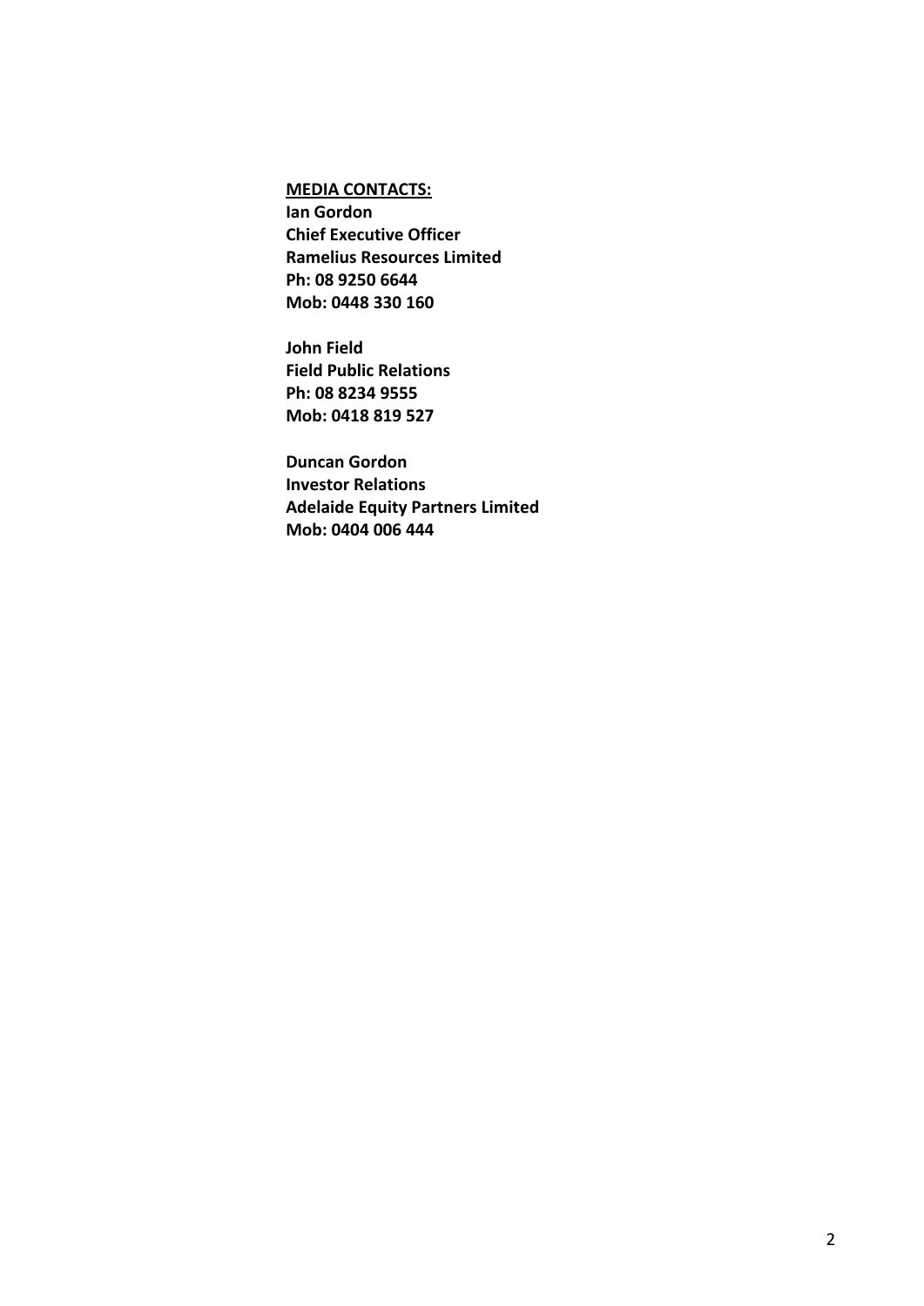**MEDIA CONTACTS:**

**Ian Gordon**
**Chief Executive Officer**
**Ramelius Resources Limited**
**Ph: 08 9250 6644**
**Mob: 0448 330 160**

**John Field**
**Field Public Relations**
**Ph: 08 8234 9555**
**Mob: 0418 819 527**

**Duncan Gordon**
**Investor Relations**
**Adelaide Equity Partners Limited**
**Mob: 0404 006 444**